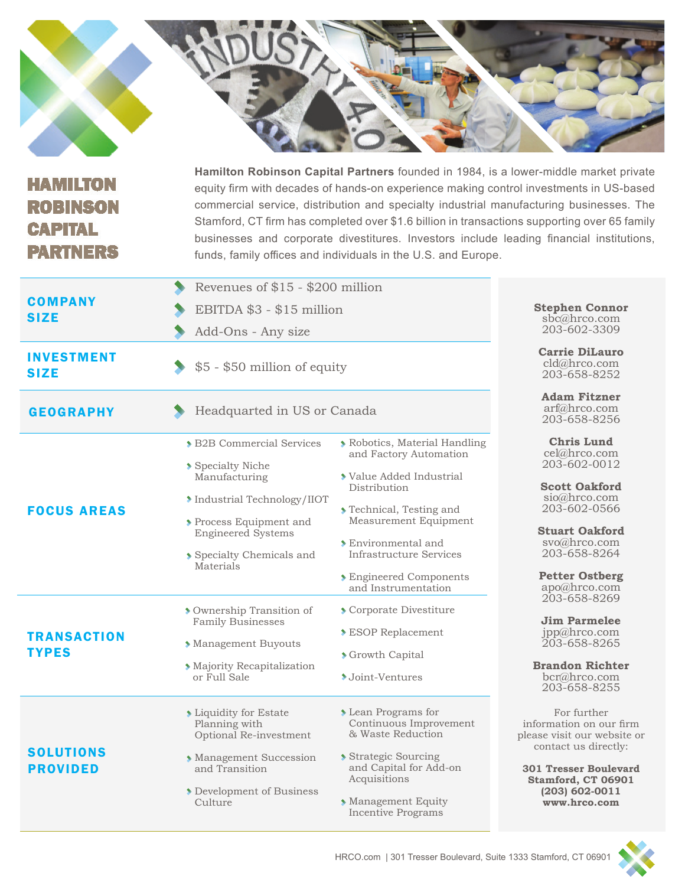# HAMILTON ROBINSON CAPITAL PARTNERS

**Hamilton Robinson Capital Partners** founded in 1984, is a lower-middle market private equity firm with decades of hands-on experience making control investments in US-based commercial service, distribution and specialty industrial manufacturing businesses. The Stamford, CT firm has completed over $1.6 billion in transactions supporting over 65 family businesses and corporate divestitures. Investors include leading financial institutions, funds, family offices and individuals in the U.S. and Europe.

## COMPANY SIZE

- Revenues of $15 - $200 million
- EBITDA $3 - $15 million
- Add-Ons - Any size

## INVESTMENT SIZE

- $5 - $50 million of equity

## GEOGRAPHY

- Headquarted in US or Canada

## FOCUS AREAS

- B2B Commercial Services
- Specialty Niche Manufacturing
- Industrial Technology/IIOT
- Process Equipment and Engineered Systems
- Specialty Chemicals and Materials
- Robotics, Material Handling and Factory Automation
- Value Added Industrial Distribution
- Technical, Testing and Measurement Equipment
- Environmental and Infrastructure Services
- Engineered Components and Instrumentation

## TRANSACTION TYPES

- Ownership Transition of Family Businesses
- Management Buyouts
- Majority Recapitalization or Full Sale
- Corporate Divestiture
- ESOP Replacement
- Growth Capital
- Joint-Ventures

## SOLUTIONS PROVIDED

- Liquidity for Estate Planning with Optional Re-investment
- Management Succession and Transition
- Development of Business Culture
- Lean Programs for Continuous Improvement & Waste Reduction
- Strategic Sourcing and Capital for Add-on Acquisitions
- Management Equity Incentive Programs

---

**Stephen Connor**
sbc@hrco.com
203-602-3309

**Carrie DiLauro**
cld@hrco.com
203-658-8252

**Adam Fitzner**
arf@hrco.com
203-658-8256

**Chris Lund**
cel@hrco.com
203-602-0012

**Scott Oakford**
sio@hrco.com
203-602-0566

**Stuart Oakford**
svo@hrco.com
203-658-8264

**Petter Ostberg**
apo@hrco.com
203-658-8269

**Jim Parmelee**
jpp@hrco.com
203-658-8265

**Brandon Richter**
bcr@hrco.com
203-658-8255

For further information on our firm please visit our website or contact us directly:

**301 Tresser Boulevard**
**Stamford, CT 06901**
**(203) 602-0011**
**www.hrco.com**

HRCO.com | 301 Tresser Boulevard, Suite 1333 Stamford, CT 06901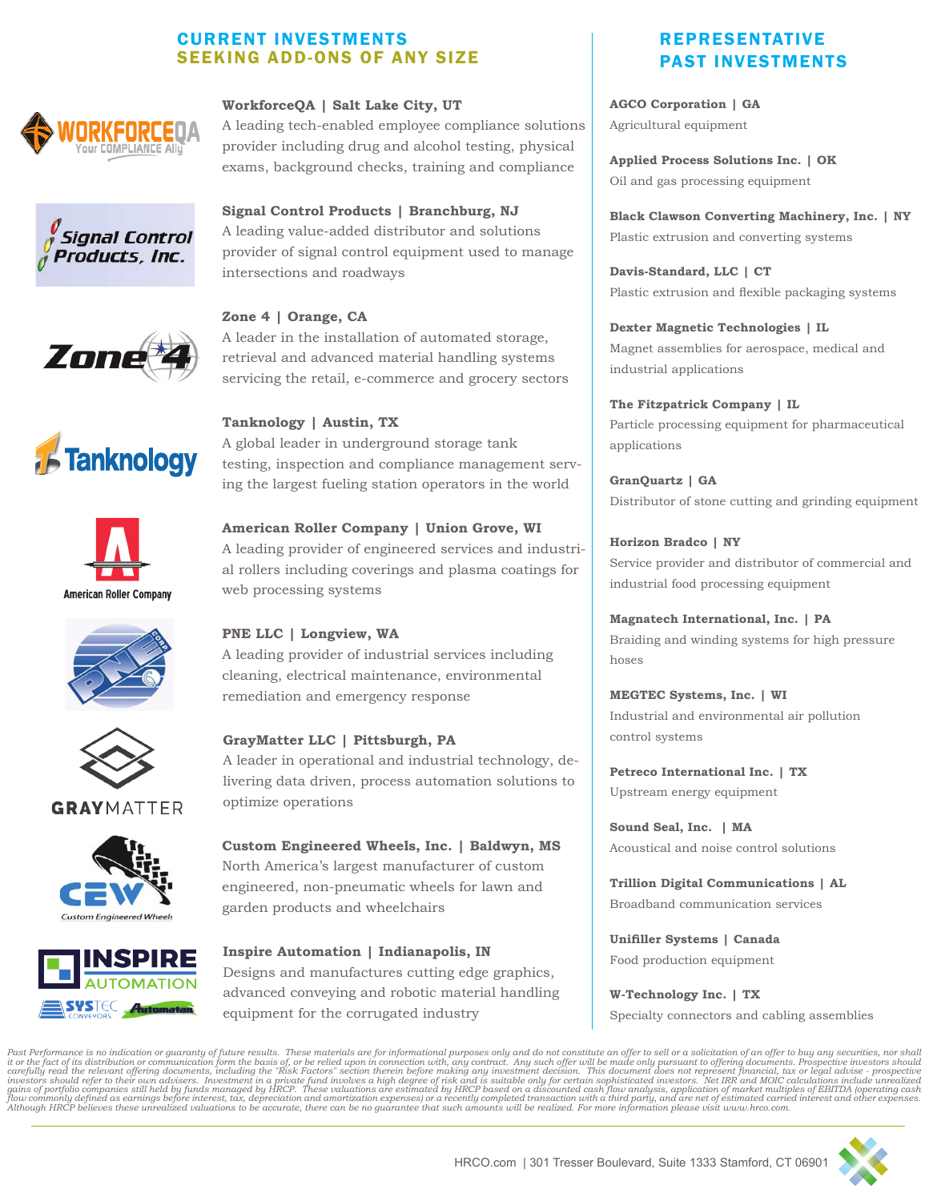## CURRENT INVESTMENTS
### SEEKING ADD-ONS OF ANY SIZE

**WorkforceQA | Salt Lake City, UT**
A leading tech-enabled employee compliance solutions provider including drug and alcohol testing, physical exams, background checks, training and compliance

**Signal Control Products | Branchburg, NJ**
A leading value-added distributor and solutions provider of signal control equipment used to manage intersections and roadways

**Zone 4 | Orange, CA**
A leader in the installation of automated storage, retrieval and advanced material handling systems servicing the retail, e-commerce and grocery sectors

**Tanknology | Austin, TX**
A global leader in underground storage tank testing, inspection and compliance management serving the largest fueling station operators in the world

**American Roller Company | Union Grove, WI**
A leading provider of engineered services and industrial rollers including coverings and plasma coatings for web processing systems

**PNE LLC | Longview, WA**
A leading provider of industrial services including cleaning, electrical maintenance, environmental remediation and emergency response

**GrayMatter LLC | Pittsburgh, PA**
A leader in operational and industrial technology, delivering data driven, process automation solutions to optimize operations

**Custom Engineered Wheels, Inc. | Baldwyn, MS**
North America's largest manufacturer of custom engineered, non-pneumatic wheels for lawn and garden products and wheelchairs

**Inspire Automation | Indianapolis, IN**
Designs and manufactures cutting edge graphics, advanced conveying and robotic material handling equipment for the corrugated industry

## REPRESENTATIVE PAST INVESTMENTS

**AGCO Corporation | GA**
Agricultural equipment

**Applied Process Solutions Inc. | OK**
Oil and gas processing equipment

**Black Clawson Converting Machinery, Inc. | NY**
Plastic extrusion and converting systems

**Davis-Standard, LLC | CT**
Plastic extrusion and flexible packaging systems

**Dexter Magnetic Technologies | IL**
Magnet assemblies for aerospace, medical and industrial applications

**The Fitzpatrick Company | IL**
Particle processing equipment for pharmaceutical applications

**GranQuartz | GA**
Distributor of stone cutting and grinding equipment

**Horizon Bradco | NY**
Service provider and distributor of commercial and industrial food processing equipment

**Magnatech International, Inc. | PA**
Braiding and winding systems for high pressure hoses

**MEGTEC Systems, Inc. | WI**
Industrial and environmental air pollution control systems

**Petreco International Inc. | TX**
Upstream energy equipment

**Sound Seal, Inc. | MA**
Acoustical and noise control solutions

**Trillion Digital Communications | AL**
Broadband communication services

**Unifiller Systems | Canada**
Food production equipment

**W-Technology Inc. | TX**
Specialty connectors and cabling assemblies

*Past Performance is no indication or guaranty of future results. These materials are for informational purposes only and do not constitute an offer to sell or a solicitation of an offer to buy any securities, nor shall it or the fact of its distribution or communication form the basis of, or be relied upon in connection with, any contract. Any such offer will be made only pursuant to offering documents. Prospective investors should carefully read the relevant offering documents, including the "Risk Factors" section therein before making any investment decision. This document does not represent financial, tax or legal advise - prospective investors should refer to their own advisers. Investment in a private fund involves a high degree of risk and is suitable only for certain sophisticated investors. Net IRR and MOIC calculations include unrealized gains of portfolio companies still held by funds managed by HRCP. These valuations are estimated by HRCP based on a discounted cash flow analysis, application of market multiples of EBITDA (operating cash flow commonly defined as earnings before interest, tax, depreciation and amortization expenses) or a recently completed transaction with a third party, and are net of estimated carried interest and other expenses. Although HRCP believes these unrealized valuations to be accurate, there can be no guarantee that such amounts will be realized. For more information please visit www.hrco.com.*

HRCO.com | 301 Tresser Boulevard, Suite 1333 Stamford, CT 06901